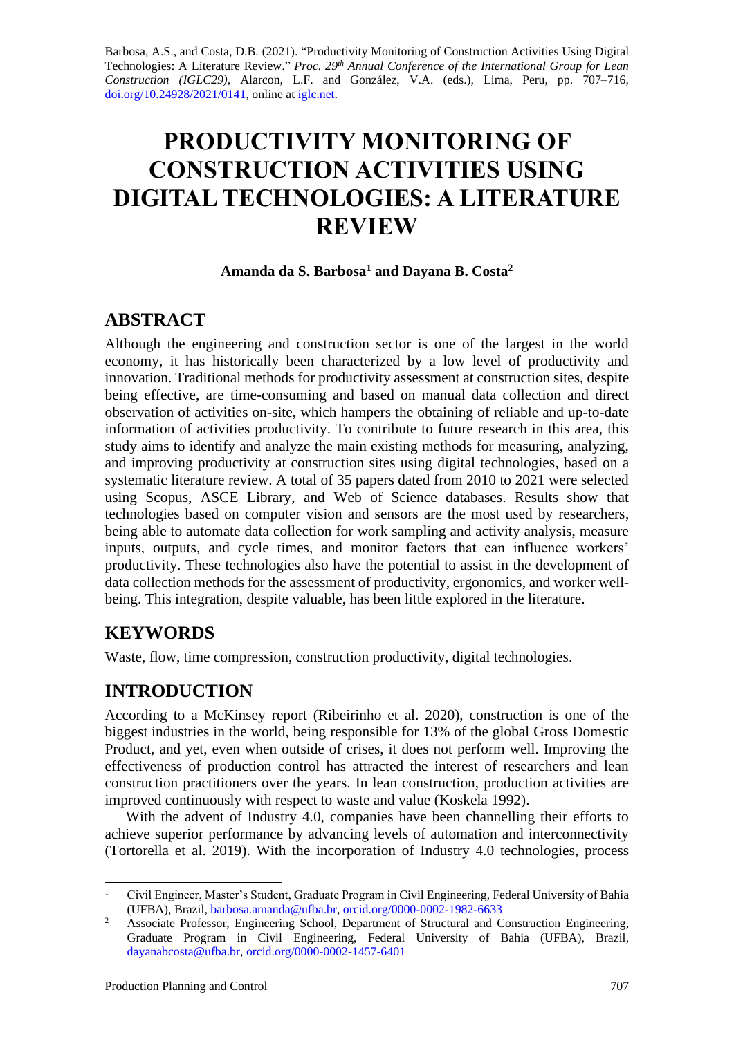Barbosa, A.S., and Costa, D.B. (2021). "Productivity Monitoring of Construction Activities Using Digital Technologies: A Literature Review." *Proc. 29th Annual Conference of the International Group for Lean Construction (IGLC29)*, Alarcon, L.F. and González, V.A. (eds.), Lima, Peru, pp. 707–716, doi.org/10.24928/2021/0141, online at iglc.net.

# PRODUCTIVITY MONITORING OF CONSTRUCTION ACTIVITIES USING DIGITAL TECHNOLOGIES: A LITERATURE REVIEW

**Amanda da S. Barbosa[1] and Dayana B. Costa[2]**

## ABSTRACT

Although the engineering and construction sector is one of the largest in the world economy, it has historically been characterized by a low level of productivity and innovation. Traditional methods for productivity assessment at construction sites, despite being effective, are time-consuming and based on manual data collection and direct observation of activities on-site, which hampers the obtaining of reliable and up-to-date information of activities productivity. To contribute to future research in this area, this study aims to identify and analyze the main existing methods for measuring, analyzing, and improving productivity at construction sites using digital technologies, based on a systematic literature review. A total of 35 papers dated from 2010 to 2021 were selected using Scopus, ASCE Library, and Web of Science databases. Results show that technologies based on computer vision and sensors are the most used by researchers, being able to automate data collection for work sampling and activity analysis, measure inputs, outputs, and cycle times, and monitor factors that can influence workers' productivity. These technologies also have the potential to assist in the development of data collection methods for the assessment of productivity, ergonomics, and worker well-being. This integration, despite valuable, has been little explored in the literature.

## KEYWORDS

Waste, flow, time compression, construction productivity, digital technologies.

## INTRODUCTION

According to a McKinsey report (Ribeirinho et al. 2020), construction is one of the biggest industries in the world, being responsible for 13% of the global Gross Domestic Product, and yet, even when outside of crises, it does not perform well. Improving the effectiveness of production control has attracted the interest of researchers and lean construction practitioners over the years. In lean construction, production activities are improved continuously with respect to waste and value (Koskela 1992).

With the advent of Industry 4.0, companies have been channelling their efforts to achieve superior performance by advancing levels of automation and interconnectivity (Tortorella et al. 2019). With the incorporation of Industry 4.0 technologies, process

---

[1] Civil Engineer, Master's Student, Graduate Program in Civil Engineering, Federal University of Bahia (UFBA), Brazil, barbosa.amanda@ufba.br, orcid.org/0000-0002-1982-6633

[2] Associate Professor, Engineering School, Department of Structural and Construction Engineering, Graduate Program in Civil Engineering, Federal University of Bahia (UFBA), Brazil, dayanabcosta@ufba.br, orcid.org/0000-0002-1457-6401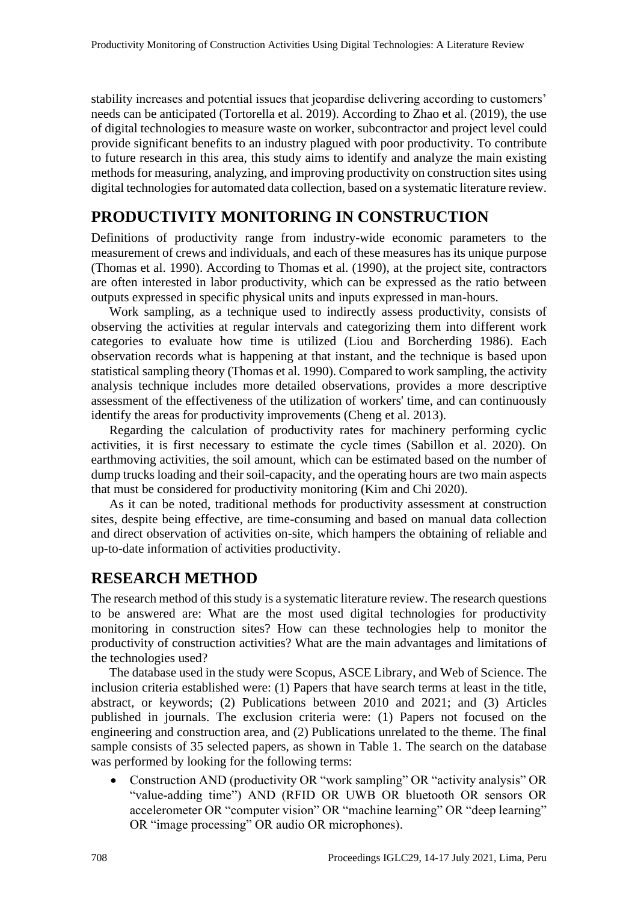stability increases and potential issues that jeopardise delivering according to customers' needs can be anticipated (Tortorella et al. 2019). According to Zhao et al. (2019), the use of digital technologies to measure waste on worker, subcontractor and project level could provide significant benefits to an industry plagued with poor productivity. To contribute to future research in this area, this study aims to identify and analyze the main existing methods for measuring, analyzing, and improving productivity on construction sites using digital technologies for automated data collection, based on a systematic literature review.

## PRODUCTIVITY MONITORING IN CONSTRUCTION

Definitions of productivity range from industry-wide economic parameters to the measurement of crews and individuals, and each of these measures has its unique purpose (Thomas et al. 1990). According to Thomas et al. (1990), at the project site, contractors are often interested in labor productivity, which can be expressed as the ratio between outputs expressed in specific physical units and inputs expressed in man-hours.

Work sampling, as a technique used to indirectly assess productivity, consists of observing the activities at regular intervals and categorizing them into different work categories to evaluate how time is utilized (Liou and Borcherding 1986). Each observation records what is happening at that instant, and the technique is based upon statistical sampling theory (Thomas et al. 1990). Compared to work sampling, the activity analysis technique includes more detailed observations, provides a more descriptive assessment of the effectiveness of the utilization of workers' time, and can continuously identify the areas for productivity improvements (Cheng et al. 2013).

Regarding the calculation of productivity rates for machinery performing cyclic activities, it is first necessary to estimate the cycle times (Sabillon et al. 2020). On earthmoving activities, the soil amount, which can be estimated based on the number of dump trucks loading and their soil-capacity, and the operating hours are two main aspects that must be considered for productivity monitoring (Kim and Chi 2020).

As it can be noted, traditional methods for productivity assessment at construction sites, despite being effective, are time-consuming and based on manual data collection and direct observation of activities on-site, which hampers the obtaining of reliable and up-to-date information of activities productivity.

## RESEARCH METHOD

The research method of this study is a systematic literature review. The research questions to be answered are: What are the most used digital technologies for productivity monitoring in construction sites? How can these technologies help to monitor the productivity of construction activities? What are the main advantages and limitations of the technologies used?

The database used in the study were Scopus, ASCE Library, and Web of Science. The inclusion criteria established were: (1) Papers that have search terms at least in the title, abstract, or keywords; (2) Publications between 2010 and 2021; and (3) Articles published in journals. The exclusion criteria were: (1) Papers not focused on the engineering and construction area, and (2) Publications unrelated to the theme. The final sample consists of 35 selected papers, as shown in Table 1. The search on the database was performed by looking for the following terms:

- Construction AND (productivity OR "work sampling" OR "activity analysis" OR "value-adding time") AND (RFID OR UWB OR bluetooth OR sensors OR accelerometer OR "computer vision" OR "machine learning" OR "deep learning" OR "image processing" OR audio OR microphones).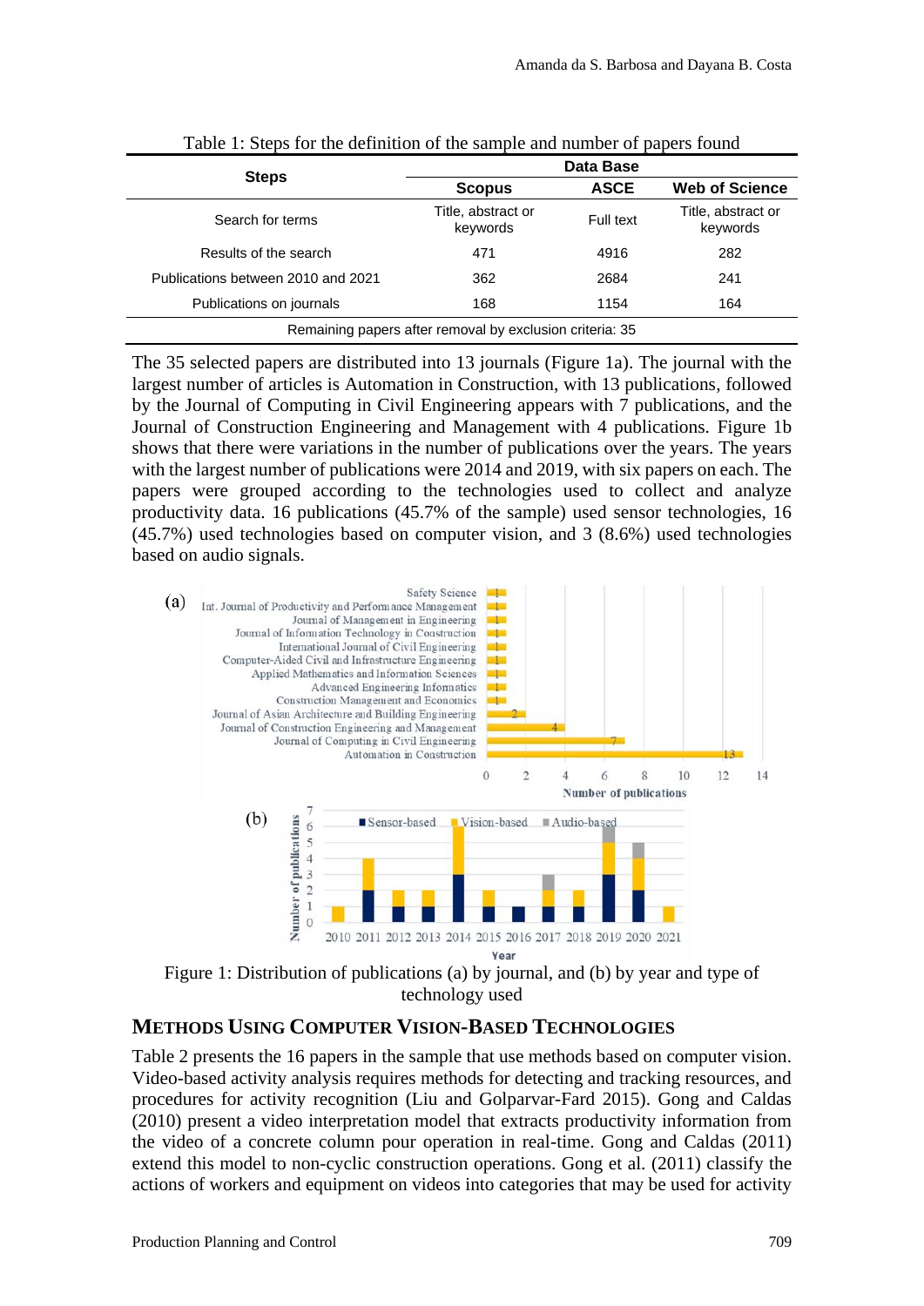Table 1: Steps for the definition of the sample and number of papers found

| Steps | Data Base | | |
|---|---|---|---|
| | Scopus | ASCE | Web of Science |
| Search for terms | Title, abstract or keywords | Full text | Title, abstract or keywords |
| Results of the search | 471 | 4916 | 282 |
| Publications between 2010 and 2021 | 362 | 2684 | 241 |
| Publications on journals | 168 | 1154 | 164 |
| Remaining papers after removal by exclusion criteria: 35 | | | |

The 35 selected papers are distributed into 13 journals (Figure 1a). The journal with the largest number of articles is Automation in Construction, with 13 publications, followed by the Journal of Computing in Civil Engineering appears with 7 publications, and the Journal of Construction Engineering and Management with 4 publications. Figure 1b shows that there were variations in the number of publications over the years. The years with the largest number of publications were 2014 and 2019, with six papers on each. The papers were grouped according to the technologies used to collect and analyze productivity data. 16 publications (45.7% of the sample) used sensor technologies, 16 (45.7%) used technologies based on computer vision, and 3 (8.6%) used technologies based on audio signals.

(a)

Safety Science
Int. Journal of Productivity and Performance Management
Journal of Management in Engineering
Journal of Information Technology in Construction
International Journal of Civil Engineering
Computer-Aided Civil and Infrastructure Engineering
Applied Mathematics and Information Sciences
Advanced Engineering Informatics
Construction Management and Economics
Journal of Asian Architecture and Building Engineering
Journal of Construction Engineering and Management
Journal of Computing in Civil Engineering
Automation in Construction

1 1 1 1 1 1 1 1 1 2 4 7 13

0 2 4 6 8 10 12 14

Number of publications

(b)

Sensor-based Vision-based Audio-based

Number of publications

0 1 2 3 4 5 6 7

2010 2011 2012 2013 2014 2015 2016 2017 2018 2019 2020 2021

Year

Figure 1: Distribution of publications (a) by journal, and (b) by year and type of technology used

## METHODS USING COMPUTER VISION-BASED TECHNOLOGIES

Table 2 presents the 16 papers in the sample that use methods based on computer vision. Video-based activity analysis requires methods for detecting and tracking resources, and procedures for activity recognition (Liu and Golparvar-Fard 2015). Gong and Caldas (2010) present a video interpretation model that extracts productivity information from the video of a concrete column pour operation in real-time. Gong and Caldas (2011) extend this model to non-cyclic construction operations. Gong et al. (2011) classify the actions of workers and equipment on videos into categories that may be used for activity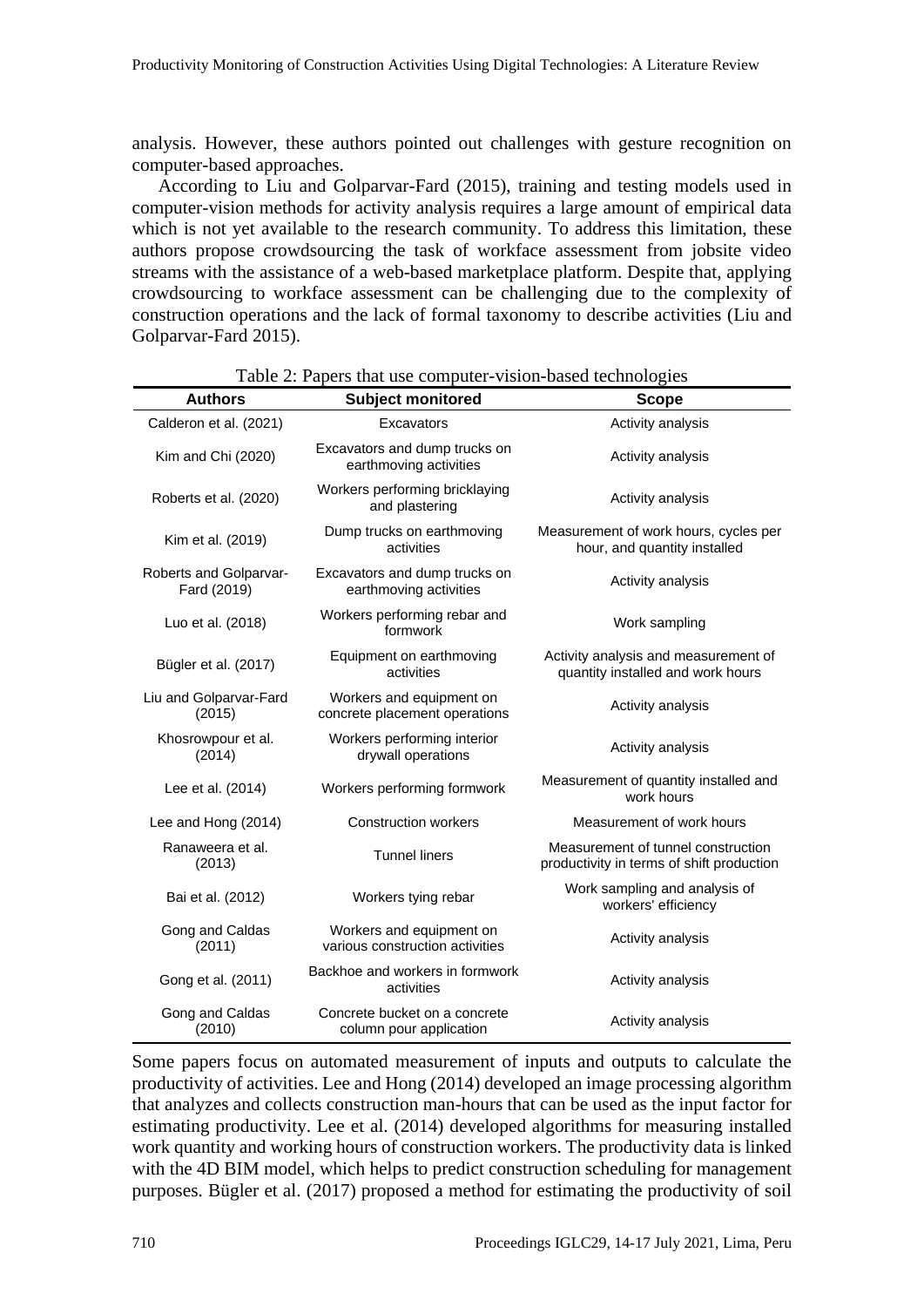analysis. However, these authors pointed out challenges with gesture recognition on computer-based approaches.

According to Liu and Golparvar-Fard (2015), training and testing models used in computer-vision methods for activity analysis requires a large amount of empirical data which is not yet available to the research community. To address this limitation, these authors propose crowdsourcing the task of workface assessment from jobsite video streams with the assistance of a web-based marketplace platform. Despite that, applying crowdsourcing to workface assessment can be challenging due to the complexity of construction operations and the lack of formal taxonomy to describe activities (Liu and Golparvar-Fard 2015).

Table 2: Papers that use computer-vision-based technologies

| Authors | Subject monitored | Scope |
|---|---|---|
| Calderon et al. (2021) | Excavators | Activity analysis |
| Kim and Chi (2020) | Excavators and dump trucks on earthmoving activities | Activity analysis |
| Roberts et al. (2020) | Workers performing bricklaying and plastering | Activity analysis |
| Kim et al. (2019) | Dump trucks on earthmoving activities | Measurement of work hours, cycles per hour, and quantity installed |
| Roberts and Golparvar-Fard (2019) | Excavators and dump trucks on earthmoving activities | Activity analysis |
| Luo et al. (2018) | Workers performing rebar and formwork | Work sampling |
| Bügler et al. (2017) | Equipment on earthmoving activities | Activity analysis and measurement of quantity installed and work hours |
| Liu and Golparvar-Fard (2015) | Workers and equipment on concrete placement operations | Activity analysis |
| Khosrowpour et al. (2014) | Workers performing interior drywall operations | Activity analysis |
| Lee et al. (2014) | Workers performing formwork | Measurement of quantity installed and work hours |
| Lee and Hong (2014) | Construction workers | Measurement of work hours |
| Ranaweera et al. (2013) | Tunnel liners | Measurement of tunnel construction productivity in terms of shift production |
| Bai et al. (2012) | Workers tying rebar | Work sampling and analysis of workers' efficiency |
| Gong and Caldas (2011) | Workers and equipment on various construction activities | Activity analysis |
| Gong et al. (2011) | Backhoe and workers in formwork activities | Activity analysis |
| Gong and Caldas (2010) | Concrete bucket on a concrete column pour application | Activity analysis |

Some papers focus on automated measurement of inputs and outputs to calculate the productivity of activities. Lee and Hong (2014) developed an image processing algorithm that analyzes and collects construction man-hours that can be used as the input factor for estimating productivity. Lee et al. (2014) developed algorithms for measuring installed work quantity and working hours of construction workers. The productivity data is linked with the 4D BIM model, which helps to predict construction scheduling for management purposes. Bügler et al. (2017) proposed a method for estimating the productivity of soil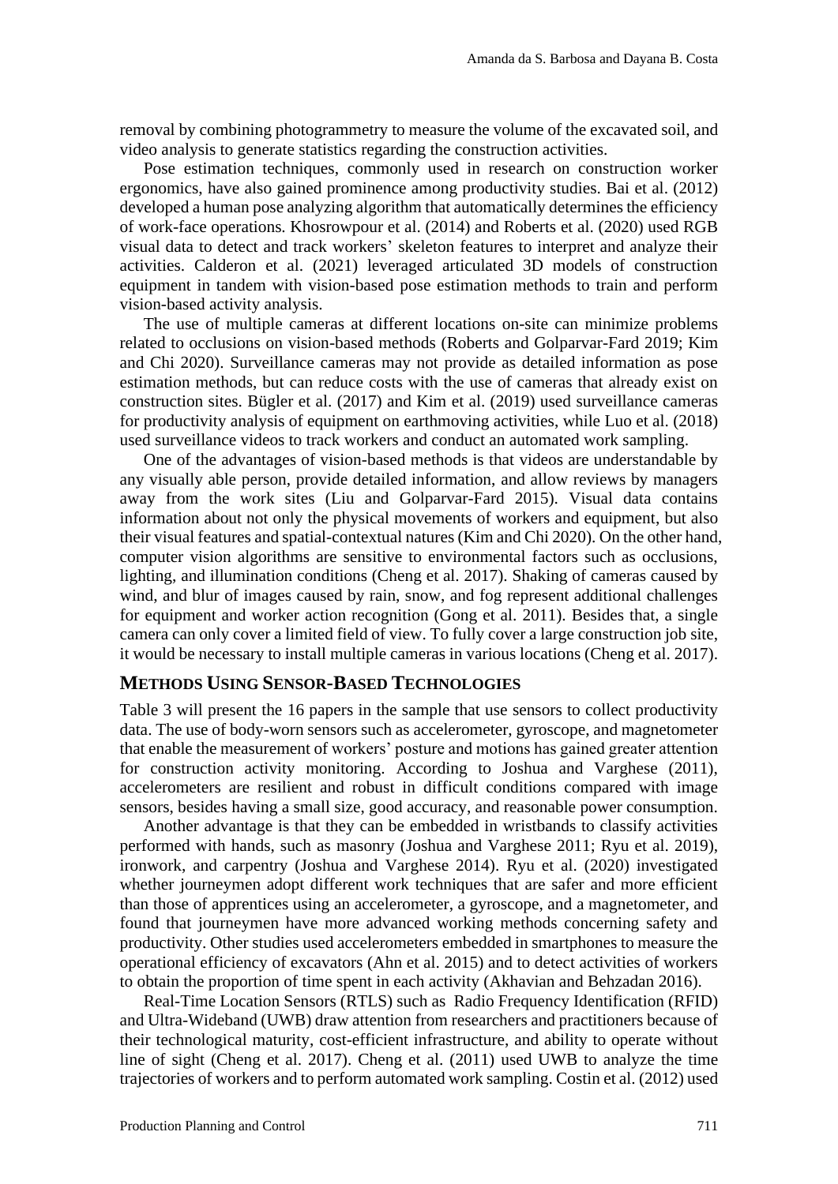removal by combining photogrammetry to measure the volume of the excavated soil, and video analysis to generate statistics regarding the construction activities.

Pose estimation techniques, commonly used in research on construction worker ergonomics, have also gained prominence among productivity studies. Bai et al. (2012) developed a human pose analyzing algorithm that automatically determines the efficiency of work-face operations. Khosrowpour et al. (2014) and Roberts et al. (2020) used RGB visual data to detect and track workers' skeleton features to interpret and analyze their activities. Calderon et al. (2021) leveraged articulated 3D models of construction equipment in tandem with vision-based pose estimation methods to train and perform vision-based activity analysis.

The use of multiple cameras at different locations on-site can minimize problems related to occlusions on vision-based methods (Roberts and Golparvar-Fard 2019; Kim and Chi 2020). Surveillance cameras may not provide as detailed information as pose estimation methods, but can reduce costs with the use of cameras that already exist on construction sites. Bügler et al. (2017) and Kim et al. (2019) used surveillance cameras for productivity analysis of equipment on earthmoving activities, while Luo et al. (2018) used surveillance videos to track workers and conduct an automated work sampling.

One of the advantages of vision-based methods is that videos are understandable by any visually able person, provide detailed information, and allow reviews by managers away from the work sites (Liu and Golparvar-Fard 2015). Visual data contains information about not only the physical movements of workers and equipment, but also their visual features and spatial-contextual natures (Kim and Chi 2020). On the other hand, computer vision algorithms are sensitive to environmental factors such as occlusions, lighting, and illumination conditions (Cheng et al. 2017). Shaking of cameras caused by wind, and blur of images caused by rain, snow, and fog represent additional challenges for equipment and worker action recognition (Gong et al. 2011). Besides that, a single camera can only cover a limited field of view. To fully cover a large construction job site, it would be necessary to install multiple cameras in various locations (Cheng et al. 2017).

## METHODS USING SENSOR-BASED TECHNOLOGIES

Table 3 will present the 16 papers in the sample that use sensors to collect productivity data. The use of body-worn sensors such as accelerometer, gyroscope, and magnetometer that enable the measurement of workers' posture and motions has gained greater attention for construction activity monitoring. According to Joshua and Varghese (2011), accelerometers are resilient and robust in difficult conditions compared with image sensors, besides having a small size, good accuracy, and reasonable power consumption.

Another advantage is that they can be embedded in wristbands to classify activities performed with hands, such as masonry (Joshua and Varghese 2011; Ryu et al. 2019), ironwork, and carpentry (Joshua and Varghese 2014). Ryu et al. (2020) investigated whether journeymen adopt different work techniques that are safer and more efficient than those of apprentices using an accelerometer, a gyroscope, and a magnetometer, and found that journeymen have more advanced working methods concerning safety and productivity. Other studies used accelerometers embedded in smartphones to measure the operational efficiency of excavators (Ahn et al. 2015) and to detect activities of workers to obtain the proportion of time spent in each activity (Akhavian and Behzadan 2016).

Real-Time Location Sensors (RTLS) such as Radio Frequency Identification (RFID) and Ultra-Wideband (UWB) draw attention from researchers and practitioners because of their technological maturity, cost-efficient infrastructure, and ability to operate without line of sight (Cheng et al. 2017). Cheng et al. (2011) used UWB to analyze the time trajectories of workers and to perform automated work sampling. Costin et al. (2012) used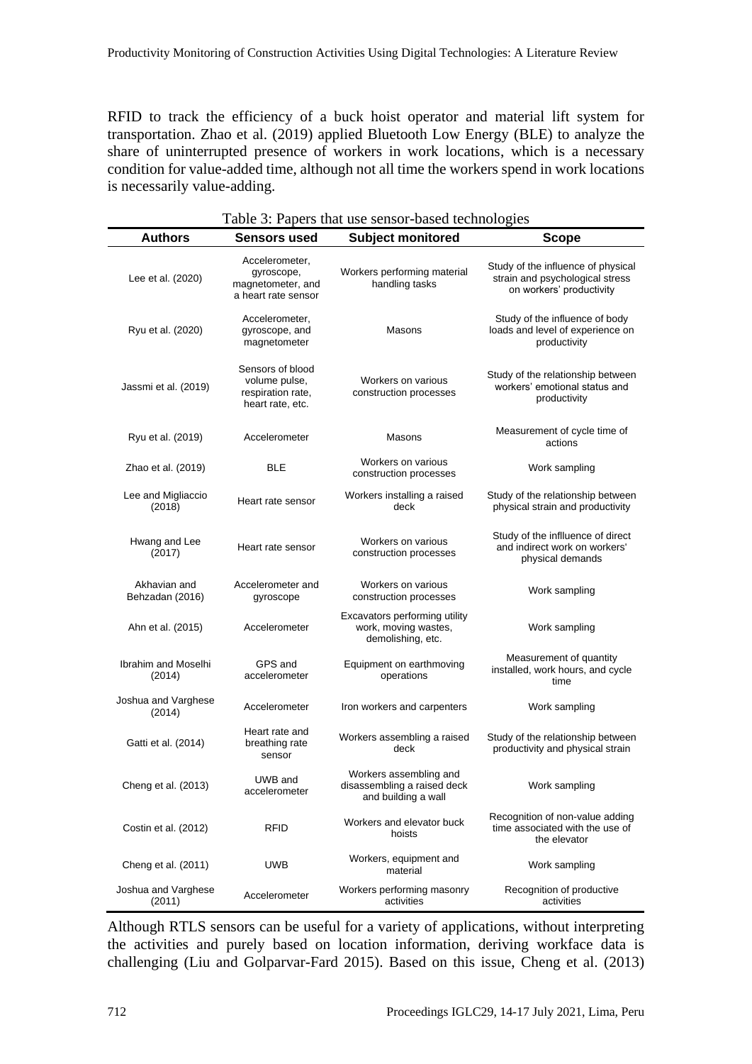RFID to track the efficiency of a buck hoist operator and material lift system for transportation. Zhao et al. (2019) applied Bluetooth Low Energy (BLE) to analyze the share of uninterrupted presence of workers in work locations, which is a necessary condition for value-added time, although not all time the workers spend in work locations is necessarily value-adding.

Table 3: Papers that use sensor-based technologies

| Authors | Sensors used | Subject monitored | Scope |
|---|---|---|---|
| Lee et al. (2020) | Accelerometer, gyroscope, magnetometer, and a heart rate sensor | Workers performing material handling tasks | Study of the influence of physical strain and psychological stress on workers' productivity |
| Ryu et al. (2020) | Accelerometer, gyroscope, and magnetometer | Masons | Study of the influence of body loads and level of experience on productivity |
| Jassmi et al. (2019) | Sensors of blood volume pulse, respiration rate, heart rate, etc. | Workers on various construction processes | Study of the relationship between workers' emotional status and productivity |
| Ryu et al. (2019) | Accelerometer | Masons | Measurement of cycle time of actions |
| Zhao et al. (2019) | BLE | Workers on various construction processes | Work sampling |
| Lee and Migliaccio (2018) | Heart rate sensor | Workers installing a raised deck | Study of the relationship between physical strain and productivity |
| Hwang and Lee (2017) | Heart rate sensor | Workers on various construction processes | Study of the inflluence of direct and indirect work on workers' physical demands |
| Akhavian and Behzadan (2016) | Accelerometer and gyroscope | Workers on various construction processes | Work sampling |
| Ahn et al. (2015) | Accelerometer | Excavators performing utility work, moving wastes, demolishing, etc. | Work sampling |
| Ibrahim and Moselhi (2014) | GPS and accelerometer | Equipment on earthmoving operations | Measurement of quantity installed, work hours, and cycle time |
| Joshua and Varghese (2014) | Accelerometer | Iron workers and carpenters | Work sampling |
| Gatti et al. (2014) | Heart rate and breathing rate sensor | Workers assembling a raised deck | Study of the relationship between productivity and physical strain |
| Cheng et al. (2013) | UWB and accelerometer | Workers assembling and disassembling a raised deck and building a wall | Work sampling |
| Costin et al. (2012) | RFID | Workers and elevator buck hoists | Recognition of non-value adding time associated with the use of the elevator |
| Cheng et al. (2011) | UWB | Workers, equipment and material | Work sampling |
| Joshua and Varghese (2011) | Accelerometer | Workers performing masonry activities | Recognition of productive activities |

Although RTLS sensors can be useful for a variety of applications, without interpreting the activities and purely based on location information, deriving workface data is challenging (Liu and Golparvar-Fard 2015). Based on this issue, Cheng et al. (2013)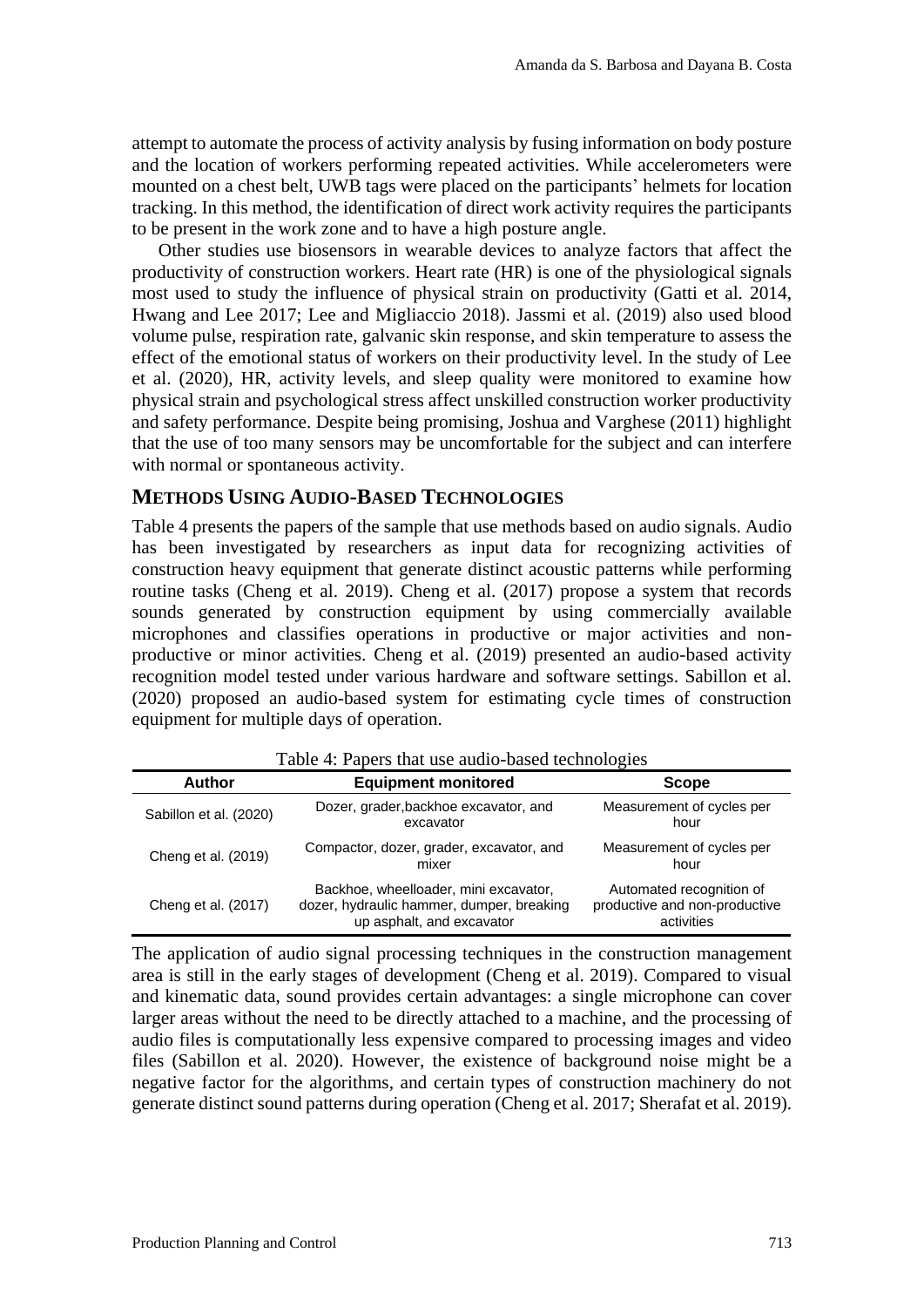attempt to automate the process of activity analysis by fusing information on body posture and the location of workers performing repeated activities. While accelerometers were mounted on a chest belt, UWB tags were placed on the participants' helmets for location tracking. In this method, the identification of direct work activity requires the participants to be present in the work zone and to have a high posture angle.

Other studies use biosensors in wearable devices to analyze factors that affect the productivity of construction workers. Heart rate (HR) is one of the physiological signals most used to study the influence of physical strain on productivity (Gatti et al. 2014, Hwang and Lee 2017; Lee and Migliaccio 2018). Jassmi et al. (2019) also used blood volume pulse, respiration rate, galvanic skin response, and skin temperature to assess the effect of the emotional status of workers on their productivity level. In the study of Lee et al. (2020), HR, activity levels, and sleep quality were monitored to examine how physical strain and psychological stress affect unskilled construction worker productivity and safety performance. Despite being promising, Joshua and Varghese (2011) highlight that the use of too many sensors may be uncomfortable for the subject and can interfere with normal or spontaneous activity.

## METHODS USING AUDIO-BASED TECHNOLOGIES

Table 4 presents the papers of the sample that use methods based on audio signals. Audio has been investigated by researchers as input data for recognizing activities of construction heavy equipment that generate distinct acoustic patterns while performing routine tasks (Cheng et al. 2019). Cheng et al. (2017) propose a system that records sounds generated by construction equipment by using commercially available microphones and classifies operations in productive or major activities and non-productive or minor activities. Cheng et al. (2019) presented an audio-based activity recognition model tested under various hardware and software settings. Sabillon et al. (2020) proposed an audio-based system for estimating cycle times of construction equipment for multiple days of operation.

Table 4: Papers that use audio-based technologies

| Author | Equipment monitored | Scope |
|---|---|---|
| Sabillon et al. (2020) | Dozer, grader,backhoe excavator, and excavator | Measurement of cycles per hour |
| Cheng et al. (2019) | Compactor, dozer, grader, excavator, and mixer | Measurement of cycles per hour |
| Cheng et al. (2017) | Backhoe, wheelloader, mini excavator, dozer, hydraulic hammer, dumper, breaking up asphalt, and excavator | Automated recognition of productive and non-productive activities |

The application of audio signal processing techniques in the construction management area is still in the early stages of development (Cheng et al. 2019). Compared to visual and kinematic data, sound provides certain advantages: a single microphone can cover larger areas without the need to be directly attached to a machine, and the processing of audio files is computationally less expensive compared to processing images and video files (Sabillon et al. 2020). However, the existence of background noise might be a negative factor for the algorithms, and certain types of construction machinery do not generate distinct sound patterns during operation (Cheng et al. 2017; Sherafat et al. 2019).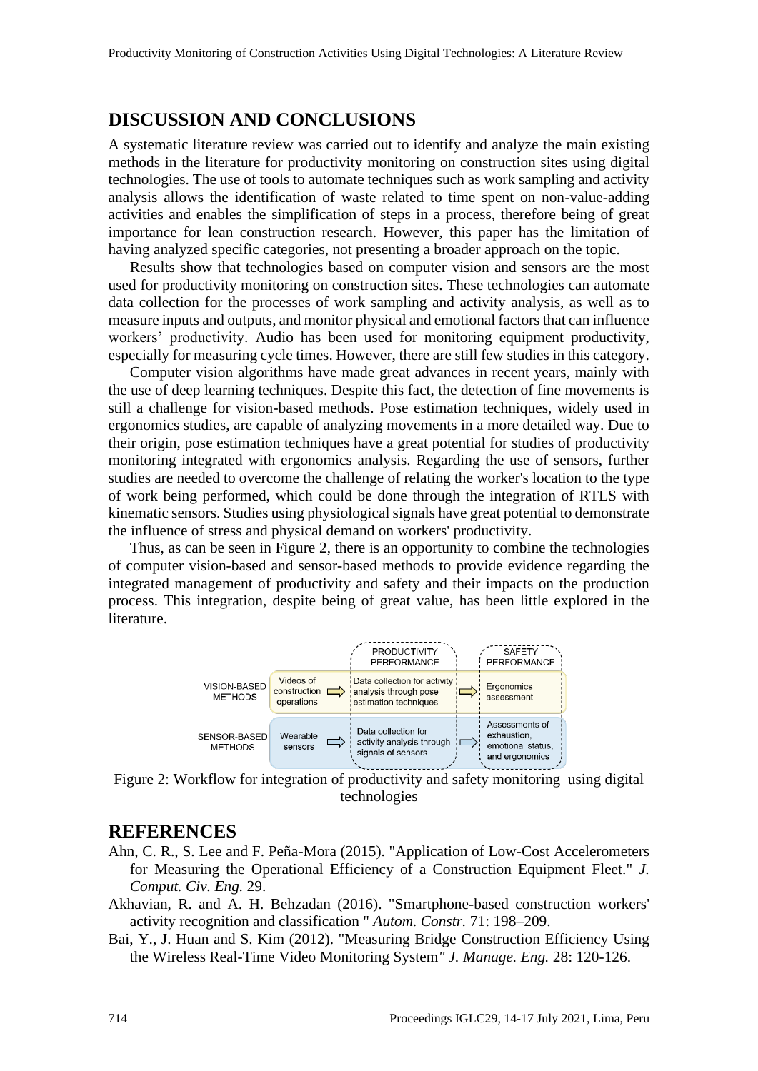# DISCUSSION AND CONCLUSIONS

A systematic literature review was carried out to identify and analyze the main existing methods in the literature for productivity monitoring on construction sites using digital technologies. The use of tools to automate techniques such as work sampling and activity analysis allows the identification of waste related to time spent on non-value-adding activities and enables the simplification of steps in a process, therefore being of great importance for lean construction research. However, this paper has the limitation of having analyzed specific categories, not presenting a broader approach on the topic.

Results show that technologies based on computer vision and sensors are the most used for productivity monitoring on construction sites. These technologies can automate data collection for the processes of work sampling and activity analysis, as well as to measure inputs and outputs, and monitor physical and emotional factors that can influence workers' productivity. Audio has been used for monitoring equipment productivity, especially for measuring cycle times. However, there are still few studies in this category.

Computer vision algorithms have made great advances in recent years, mainly with the use of deep learning techniques. Despite this fact, the detection of fine movements is still a challenge for vision-based methods. Pose estimation techniques, widely used in ergonomics studies, are capable of analyzing movements in a more detailed way. Due to their origin, pose estimation techniques have a great potential for studies of productivity monitoring integrated with ergonomics analysis. Regarding the use of sensors, further studies are needed to overcome the challenge of relating the worker's location to the type of work being performed, which could be done through the integration of RTLS with kinematic sensors. Studies using physiological signals have great potential to demonstrate the influence of stress and physical demand on workers' productivity.

Thus, as can be seen in Figure 2, there is an opportunity to combine the technologies of computer vision-based and sensor-based methods to provide evidence regarding the integrated management of productivity and safety and their impacts on the production process. This integration, despite being of great value, has been little explored in the literature.

PRODUCTIVITY PERFORMANCE

SAFETY PERFORMANCE

VISION-BASED METHODS

Videos of construction operations

Data collection for activity analysis through pose estimation techniques

Ergonomics assessment

SENSOR-BASED METHODS

Wearable sensors

Data collection for activity analysis through signals of sensors

Assessments of exhaustion, emotional status, and ergonomics

Figure 2: Workflow for integration of productivity and safety monitoring using digital technologies

# REFERENCES

Ahn, C. R., S. Lee and F. Peña-Mora (2015). "Application of Low-Cost Accelerometers for Measuring the Operational Efficiency of a Construction Equipment Fleet." *J. Comput. Civ. Eng.* 29.

Akhavian, R. and A. H. Behzadan (2016). "Smartphone-based construction workers' activity recognition and classification " *Autom. Constr.* 71: 198–209.

Bai, Y., J. Huan and S. Kim (2012). "Measuring Bridge Construction Efficiency Using the Wireless Real-Time Video Monitoring System*" J. Manage. Eng.* 28: 120-126.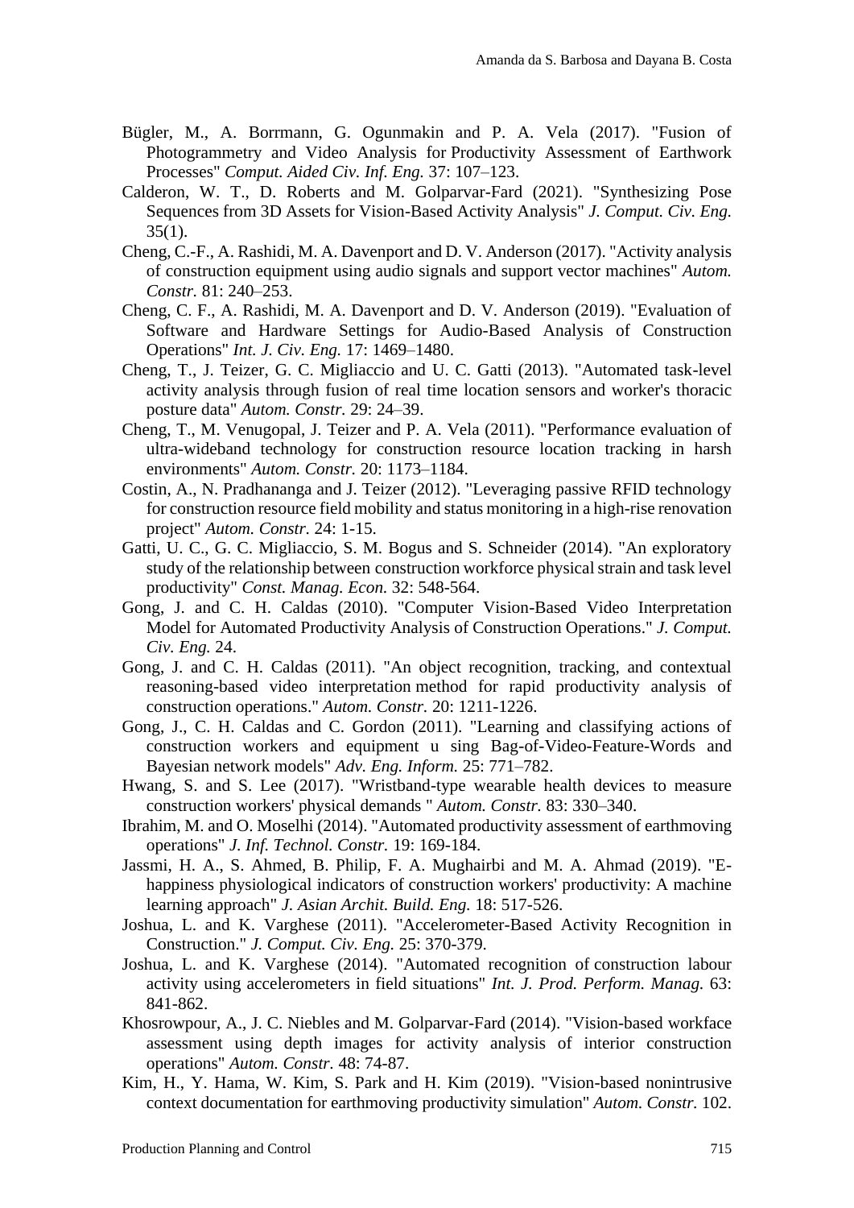Bügler, M., A. Borrmann, G. Ogunmakin and P. A. Vela (2017). "Fusion of Photogrammetry and Video Analysis for Productivity Assessment of Earthwork Processes" *Comput. Aided Civ. Inf. Eng.* 37: 107–123.

Calderon, W. T., D. Roberts and M. Golparvar-Fard (2021). "Synthesizing Pose Sequences from 3D Assets for Vision-Based Activity Analysis" *J. Comput. Civ. Eng.* 35(1).

Cheng, C.-F., A. Rashidi, M. A. Davenport and D. V. Anderson (2017). "Activity analysis of construction equipment using audio signals and support vector machines" *Autom. Constr.* 81: 240–253.

Cheng, C. F., A. Rashidi, M. A. Davenport and D. V. Anderson (2019). "Evaluation of Software and Hardware Settings for Audio-Based Analysis of Construction Operations" *Int. J. Civ. Eng.* 17: 1469–1480.

Cheng, T., J. Teizer, G. C. Migliaccio and U. C. Gatti (2013). "Automated task-level activity analysis through fusion of real time location sensors and worker's thoracic posture data" *Autom. Constr.* 29: 24–39.

Cheng, T., M. Venugopal, J. Teizer and P. A. Vela (2011). "Performance evaluation of ultra-wideband technology for construction resource location tracking in harsh environments" *Autom. Constr.* 20: 1173–1184.

Costin, A., N. Pradhananga and J. Teizer (2012). "Leveraging passive RFID technology for construction resource field mobility and status monitoring in a high-rise renovation project" *Autom. Constr.* 24: 1-15.

Gatti, U. C., G. C. Migliaccio, S. M. Bogus and S. Schneider (2014). "An exploratory study of the relationship between construction workforce physical strain and task level productivity" *Const. Manag. Econ.* 32: 548-564.

Gong, J. and C. H. Caldas (2010). "Computer Vision-Based Video Interpretation Model for Automated Productivity Analysis of Construction Operations." *J. Comput. Civ. Eng.* 24.

Gong, J. and C. H. Caldas (2011). "An object recognition, tracking, and contextual reasoning-based video interpretation method for rapid productivity analysis of construction operations." *Autom. Constr.* 20: 1211-1226.

Gong, J., C. H. Caldas and C. Gordon (2011). "Learning and classifying actions of construction workers and equipment u sing Bag-of-Video-Feature-Words and Bayesian network models" *Adv. Eng. Inform.* 25: 771–782.

Hwang, S. and S. Lee (2017). "Wristband-type wearable health devices to measure construction workers' physical demands " *Autom. Constr.* 83: 330–340.

Ibrahim, M. and O. Moselhi (2014). "Automated productivity assessment of earthmoving operations" *J. Inf. Technol. Constr.* 19: 169-184.

Jassmi, H. A., S. Ahmed, B. Philip, F. A. Mughairbi and M. A. Ahmad (2019). "E-happiness physiological indicators of construction workers' productivity: A machine learning approach" *J. Asian Archit. Build. Eng.* 18: 517-526.

Joshua, L. and K. Varghese (2011). "Accelerometer-Based Activity Recognition in Construction." *J. Comput. Civ. Eng.* 25: 370-379.

Joshua, L. and K. Varghese (2014). "Automated recognition of construction labour activity using accelerometers in field situations" *Int. J. Prod. Perform. Manag.* 63: 841-862.

Khosrowpour, A., J. C. Niebles and M. Golparvar-Fard (2014). "Vision-based workface assessment using depth images for activity analysis of interior construction operations" *Autom. Constr.* 48: 74-87.

Kim, H., Y. Hama, W. Kim, S. Park and H. Kim (2019). "Vision-based nonintrusive context documentation for earthmoving productivity simulation" *Autom. Constr.* 102.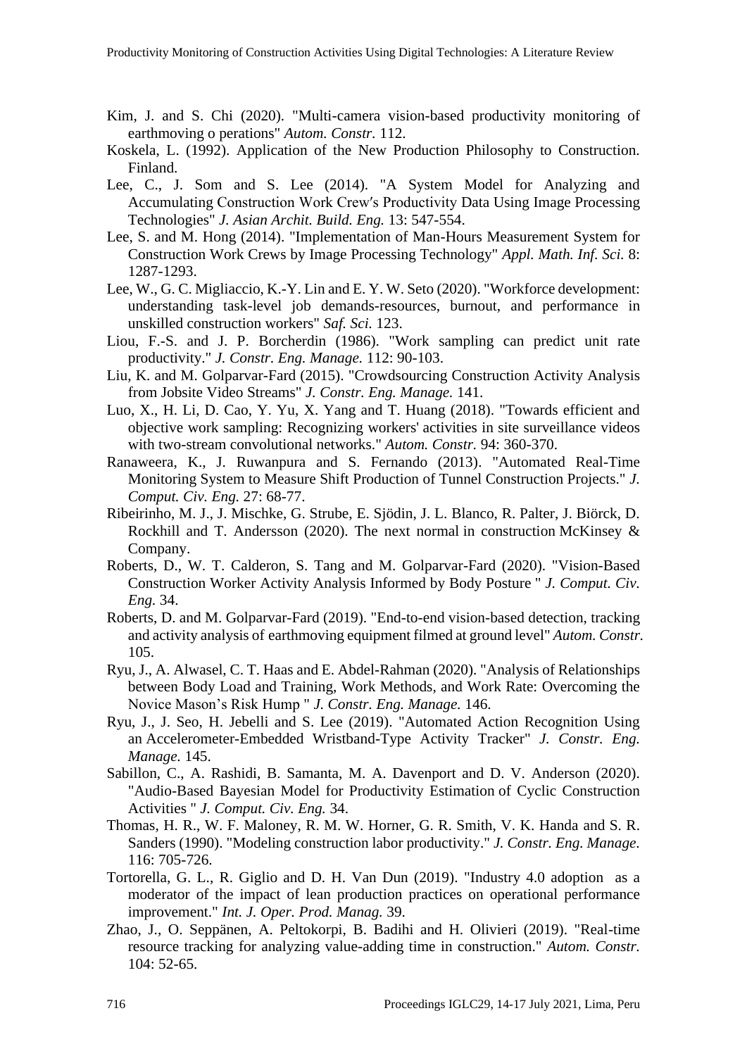Kim, J. and S. Chi (2020). "Multi-camera vision-based productivity monitoring of earthmoving o perations" *Autom. Constr.* 112.

Koskela, L. (1992). Application of the New Production Philosophy to Construction. Finland.

Lee, C., J. Som and S. Lee (2014). "A System Model for Analyzing and Accumulating Construction Work Crew′s Productivity Data Using Image Processing Technologies" *J. Asian Archit. Build. Eng.* 13: 547-554.

Lee, S. and M. Hong (2014). "Implementation of Man-Hours Measurement System for Construction Work Crews by Image Processing Technology" *Appl. Math. Inf. Sci.* 8: 1287-1293.

Lee, W., G. C. Migliaccio, K.-Y. Lin and E. Y. W. Seto (2020). "Workforce development: understanding task-level job demands-resources, burnout, and performance in unskilled construction workers" *Saf. Sci.* 123.

Liou, F.-S. and J. P. Borcherdin (1986). "Work sampling can predict unit rate productivity." *J. Constr. Eng. Manage.* 112: 90-103.

Liu, K. and M. Golparvar-Fard (2015). "Crowdsourcing Construction Activity Analysis from Jobsite Video Streams" *J. Constr. Eng. Manage.* 141.

Luo, X., H. Li, D. Cao, Y. Yu, X. Yang and T. Huang (2018). "Towards efficient and objective work sampling: Recognizing workers' activities in site surveillance videos with two-stream convolutional networks." *Autom. Constr.* 94: 360-370.

Ranaweera, K., J. Ruwanpura and S. Fernando (2013). "Automated Real-Time Monitoring System to Measure Shift Production of Tunnel Construction Projects." *J. Comput. Civ. Eng.* 27: 68-77.

Ribeirinho, M. J., J. Mischke, G. Strube, E. Sjödin, J. L. Blanco, R. Palter, J. Biörck, D. Rockhill and T. Andersson (2020). The next normal in construction McKinsey & Company.

Roberts, D., W. T. Calderon, S. Tang and M. Golparvar-Fard (2020). "Vision-Based Construction Worker Activity Analysis Informed by Body Posture " *J. Comput. Civ. Eng.* 34.

Roberts, D. and M. Golparvar-Fard (2019). "End-to-end vision-based detection, tracking and activity analysis of earthmoving equipment filmed at ground level" *Autom. Constr.* 105.

Ryu, J., A. Alwasel, C. T. Haas and E. Abdel-Rahman (2020). "Analysis of Relationships between Body Load and Training, Work Methods, and Work Rate: Overcoming the Novice Mason's Risk Hump " *J. Constr. Eng. Manage.* 146.

Ryu, J., J. Seo, H. Jebelli and S. Lee (2019). "Automated Action Recognition Using an Accelerometer-Embedded Wristband-Type Activity Tracker" *J. Constr. Eng. Manage.* 145.

Sabillon, C., A. Rashidi, B. Samanta, M. A. Davenport and D. V. Anderson (2020). "Audio-Based Bayesian Model for Productivity Estimation of Cyclic Construction Activities " *J. Comput. Civ. Eng.* 34.

Thomas, H. R., W. F. Maloney, R. M. W. Horner, G. R. Smith, V. K. Handa and S. R. Sanders (1990). "Modeling construction labor productivity." *J. Constr. Eng. Manage.* 116: 705-726.

Tortorella, G. L., R. Giglio and D. H. Van Dun (2019). "Industry 4.0 adoption as a moderator of the impact of lean production practices on operational performance improvement." *Int. J. Oper. Prod. Manag.* 39.

Zhao, J., O. Seppänen, A. Peltokorpi, B. Badihi and H. Olivieri (2019). "Real-time resource tracking for analyzing value-adding time in construction." *Autom. Constr.* 104: 52-65.